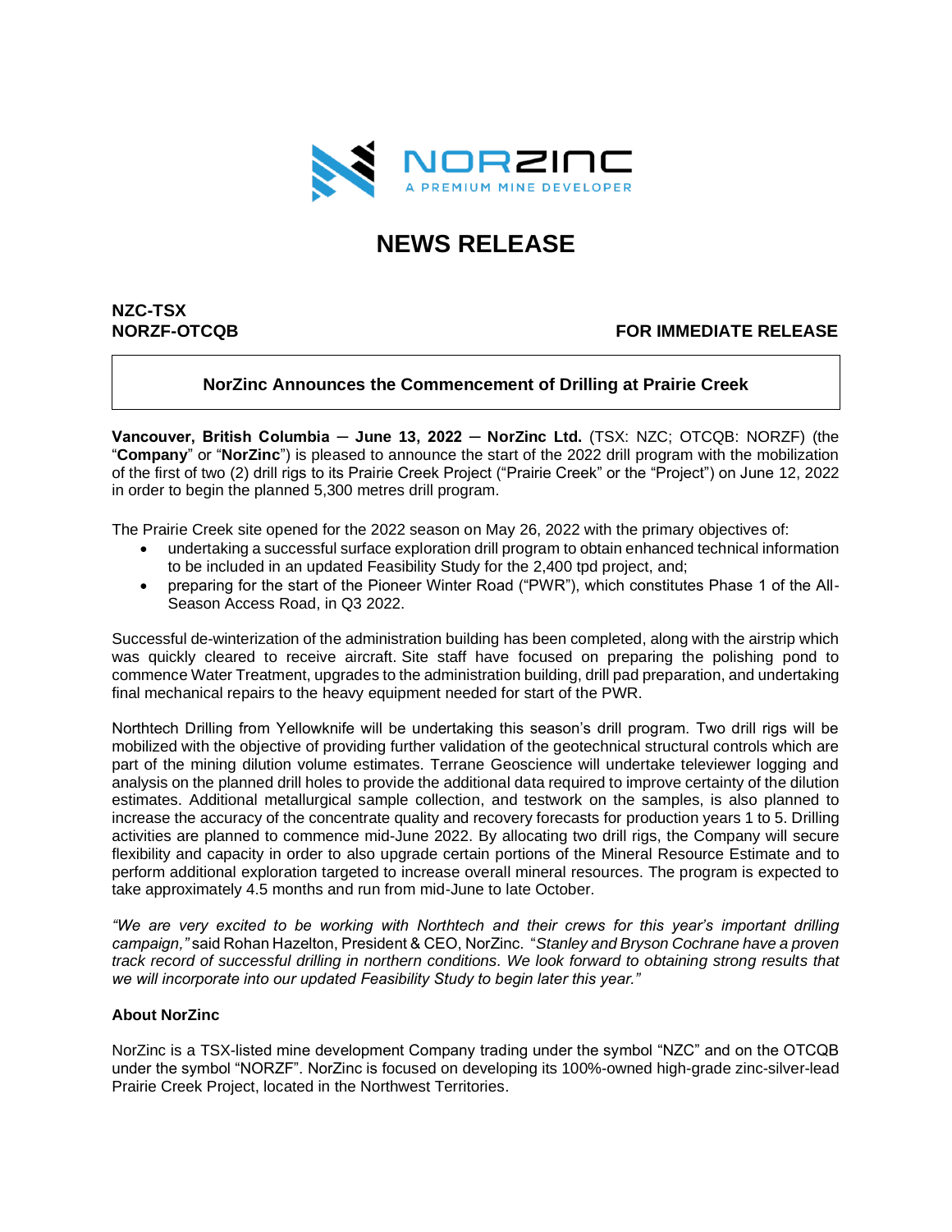NORZINC
A PREMIUM MINE DEVELOPER

# NEWS RELEASE

**NZC-TSX**
**NORZF-OTCQB**

**FOR IMMEDIATE RELEASE**

## NorZinc Announces the Commencement of Drilling at Prairie Creek

**Vancouver, British Columbia – June 13, 2022 – NorZinc Ltd.** (TSX: NZC; OTCQB: NORZF) (the "**Company**" or "**NorZinc**") is pleased to announce the start of the 2022 drill program with the mobilization of the first of two (2) drill rigs to its Prairie Creek Project ("Prairie Creek" or the "Project") on June 12, 2022 in order to begin the planned 5,300 metres drill program.

The Prairie Creek site opened for the 2022 season on May 26, 2022 with the primary objectives of:

- undertaking a successful surface exploration drill program to obtain enhanced technical information to be included in an updated Feasibility Study for the 2,400 tpd project, and;
- preparing for the start of the Pioneer Winter Road ("PWR"), which constitutes Phase 1 of the All-Season Access Road, in Q3 2022.

Successful de-winterization of the administration building has been completed, along with the airstrip which was quickly cleared to receive aircraft. Site staff have focused on preparing the polishing pond to commence Water Treatment, upgrades to the administration building, drill pad preparation, and undertaking final mechanical repairs to the heavy equipment needed for start of the PWR.

Northtech Drilling from Yellowknife will be undertaking this season's drill program. Two drill rigs will be mobilized with the objective of providing further validation of the geotechnical structural controls which are part of the mining dilution volume estimates. Terrane Geoscience will undertake televiewer logging and analysis on the planned drill holes to provide the additional data required to improve certainty of the dilution estimates. Additional metallurgical sample collection, and testwork on the samples, is also planned to increase the accuracy of the concentrate quality and recovery forecasts for production years 1 to 5. Drilling activities are planned to commence mid-June 2022. By allocating two drill rigs, the Company will secure flexibility and capacity in order to also upgrade certain portions of the Mineral Resource Estimate and to perform additional exploration targeted to increase overall mineral resources. The program is expected to take approximately 4.5 months and run from mid-June to late October.

*"We are very excited to be working with Northtech and their crews for this year's important drilling campaign,"* said Rohan Hazelton, President & CEO, NorZinc. *"Stanley and Bryson Cochrane have a proven track record of successful drilling in northern conditions. We look forward to obtaining strong results that we will incorporate into our updated Feasibility Study to begin later this year."*

### About NorZinc

NorZinc is a TSX-listed mine development Company trading under the symbol "NZC" and on the OTCQB under the symbol "NORZF". NorZinc is focused on developing its 100%-owned high-grade zinc-silver-lead Prairie Creek Project, located in the Northwest Territories.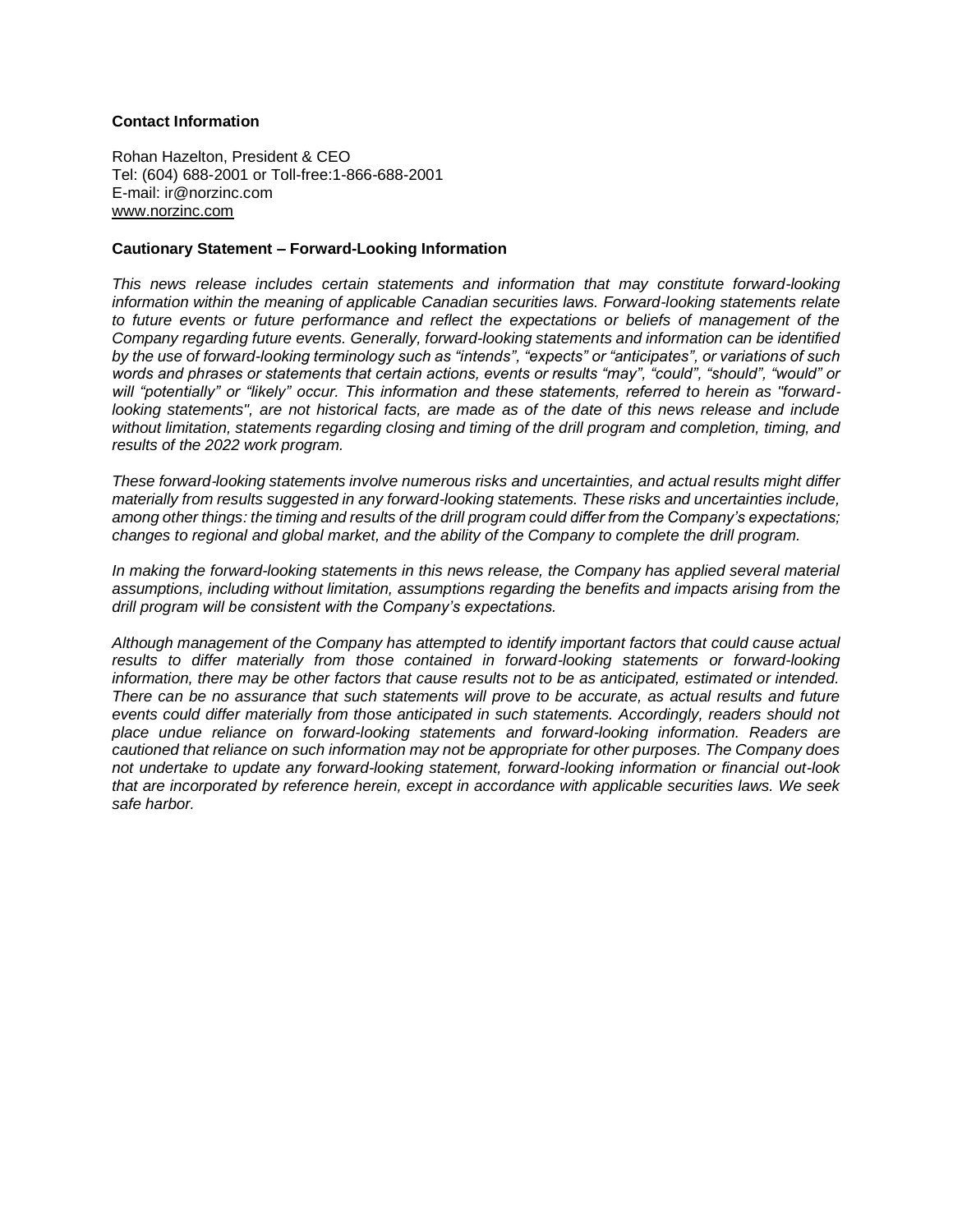**Contact Information**

Rohan Hazelton, President & CEO
Tel: (604) 688-2001 or Toll-free:1-866-688-2001
E-mail: ir@norzinc.com
www.norzinc.com

**Cautionary Statement – Forward-Looking Information**

*This news release includes certain statements and information that may constitute forward-looking information within the meaning of applicable Canadian securities laws. Forward-looking statements relate to future events or future performance and reflect the expectations or beliefs of management of the Company regarding future events. Generally, forward-looking statements and information can be identified by the use of forward-looking terminology such as "intends", "expects" or "anticipates", or variations of such words and phrases or statements that certain actions, events or results "may", "could", "should", "would" or will "potentially" or "likely" occur. This information and these statements, referred to herein as "forward-looking statements", are not historical facts, are made as of the date of this news release and include without limitation, statements regarding closing and timing of the drill program and completion, timing, and results of the 2022 work program.*

*These forward-looking statements involve numerous risks and uncertainties, and actual results might differ materially from results suggested in any forward-looking statements. These risks and uncertainties include, among other things: the timing and results of the drill program could differ from the Company's expectations; changes to regional and global market, and the ability of the Company to complete the drill program.*

*In making the forward-looking statements in this news release, the Company has applied several material assumptions, including without limitation, assumptions regarding the benefits and impacts arising from the drill program will be consistent with the Company's expectations.*

*Although management of the Company has attempted to identify important factors that could cause actual results to differ materially from those contained in forward-looking statements or forward-looking information, there may be other factors that cause results not to be as anticipated, estimated or intended. There can be no assurance that such statements will prove to be accurate, as actual results and future events could differ materially from those anticipated in such statements. Accordingly, readers should not place undue reliance on forward-looking statements and forward-looking information. Readers are cautioned that reliance on such information may not be appropriate for other purposes. The Company does not undertake to update any forward-looking statement, forward-looking information or financial out-look that are incorporated by reference herein, except in accordance with applicable securities laws. We seek safe harbor.*